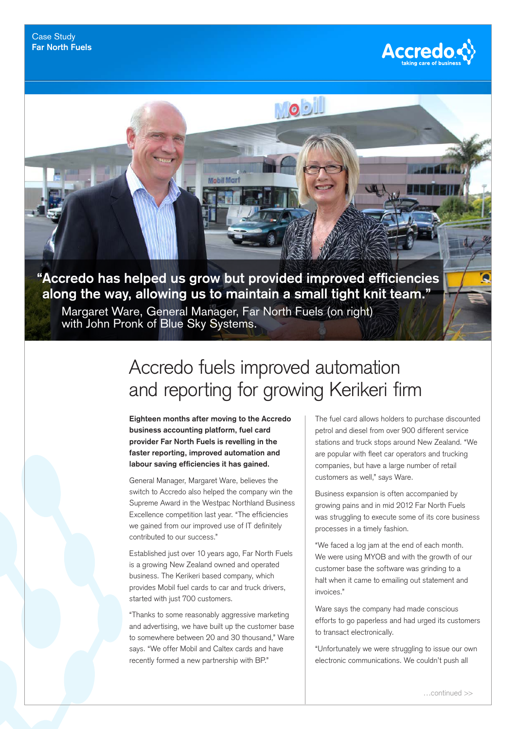Case Study
**Far North Fuels**

**"Accredo has helped us grow but provided improved efficiencies along the way, allowing us to maintain a small tight knit team."**

Margaret Ware, General Manager, Far North Fuels (on right) with John Pronk of Blue Sky Systems.

# Accredo fuels improved automation and reporting for growing Kerikeri firm

**Eighteen months after moving to the Accredo business accounting platform, fuel card provider Far North Fuels is revelling in the faster reporting, improved automation and labour saving efficiencies it has gained.**

General Manager, Margaret Ware, believes the switch to Accredo also helped the company win the Supreme Award in the Westpac Northland Business Excellence competition last year. "The efficiencies we gained from our improved use of IT definitely contributed to our success."

Established just over 10 years ago, Far North Fuels is a growing New Zealand owned and operated business. The Kerikeri based company, which provides Mobil fuel cards to car and truck drivers, started with just 700 customers.

"Thanks to some reasonably aggressive marketing and advertising, we have built up the customer base to somewhere between 20 and 30 thousand," Ware says. "We offer Mobil and Caltex cards and have recently formed a new partnership with BP."

The fuel card allows holders to purchase discounted petrol and diesel from over 900 different service stations and truck stops around New Zealand. "We are popular with fleet car operators and trucking companies, but have a large number of retail customers as well," says Ware.

Business expansion is often accompanied by growing pains and in mid 2012 Far North Fuels was struggling to execute some of its core business processes in a timely fashion.

"We faced a log jam at the end of each month. We were using MYOB and with the growth of our customer base the software was grinding to a halt when it came to emailing out statement and invoices."

Ware says the company had made conscious efforts to go paperless and had urged its customers to transact electronically.

"Unfortunately we were struggling to issue our own electronic communications. We couldn't push all

…continued >>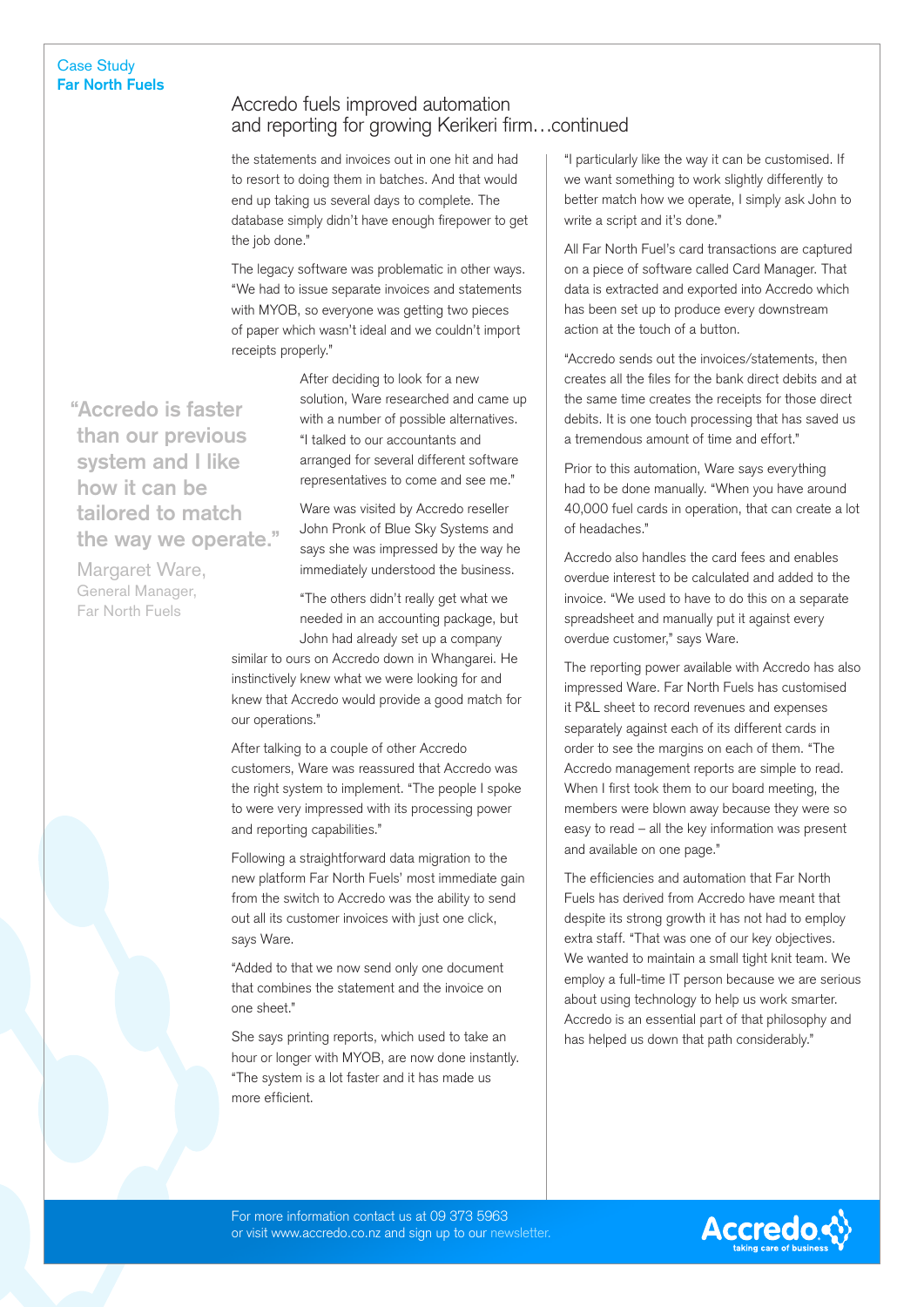Case Study
**Far North Fuels**

## Accredo fuels improved automation and reporting for growing Kerikeri firm…continued

the statements and invoices out in one hit and had to resort to doing them in batches. And that would end up taking us several days to complete. The database simply didn't have enough firepower to get the job done."

The legacy software was problematic in other ways. "We had to issue separate invoices and statements with MYOB, so everyone was getting two pieces of paper which wasn't ideal and we couldn't import receipts properly."

> "Accredo is faster than our previous system and I like how it can be tailored to match the way we operate."
>
> Margaret Ware,
> General Manager,
> Far North Fuels

After deciding to look for a new solution, Ware researched and came up with a number of possible alternatives. "I talked to our accountants and arranged for several different software representatives to come and see me."

Ware was visited by Accredo reseller John Pronk of Blue Sky Systems and says she was impressed by the way he immediately understood the business.

"The others didn't really get what we needed in an accounting package, but John had already set up a company similar to ours on Accredo down in Whangarei. He instinctively knew what we were looking for and knew that Accredo would provide a good match for our operations."

After talking to a couple of other Accredo customers, Ware was reassured that Accredo was the right system to implement. "The people I spoke to were very impressed with its processing power and reporting capabilities."

Following a straightforward data migration to the new platform Far North Fuels' most immediate gain from the switch to Accredo was the ability to send out all its customer invoices with just one click, says Ware.

"Added to that we now send only one document that combines the statement and the invoice on one sheet."

She says printing reports, which used to take an hour or longer with MYOB, are now done instantly. "The system is a lot faster and it has made us more efficient.

"I particularly like the way it can be customised. If we want something to work slightly differently to better match how we operate, I simply ask John to write a script and it's done."

All Far North Fuel's card transactions are captured on a piece of software called Card Manager. That data is extracted and exported into Accredo which has been set up to produce every downstream action at the touch of a button.

"Accredo sends out the invoices/statements, then creates all the files for the bank direct debits and at the same time creates the receipts for those direct debits. It is one touch processing that has saved us a tremendous amount of time and effort."

Prior to this automation, Ware says everything had to be done manually. "When you have around 40,000 fuel cards in operation, that can create a lot of headaches."

Accredo also handles the card fees and enables overdue interest to be calculated and added to the invoice. "We used to have to do this on a separate spreadsheet and manually put it against every overdue customer," says Ware.

The reporting power available with Accredo has also impressed Ware. Far North Fuels has customised it P&L sheet to record revenues and expenses separately against each of its different cards in order to see the margins on each of them. "The Accredo management reports are simple to read. When I first took them to our board meeting, the members were blown away because they were so easy to read – all the key information was present and available on one page."

The efficiencies and automation that Far North Fuels has derived from Accredo have meant that despite its strong growth it has not had to employ extra staff. "That was one of our key objectives. We wanted to maintain a small tight knit team. We employ a full-time IT person because we are serious about using technology to help us work smarter. Accredo is an essential part of that philosophy and has helped us down that path considerably."

For more information contact us at 09 373 5963
or visit www.accredo.co.nz and sign up to our newsletter.

Accredo
taking care of business